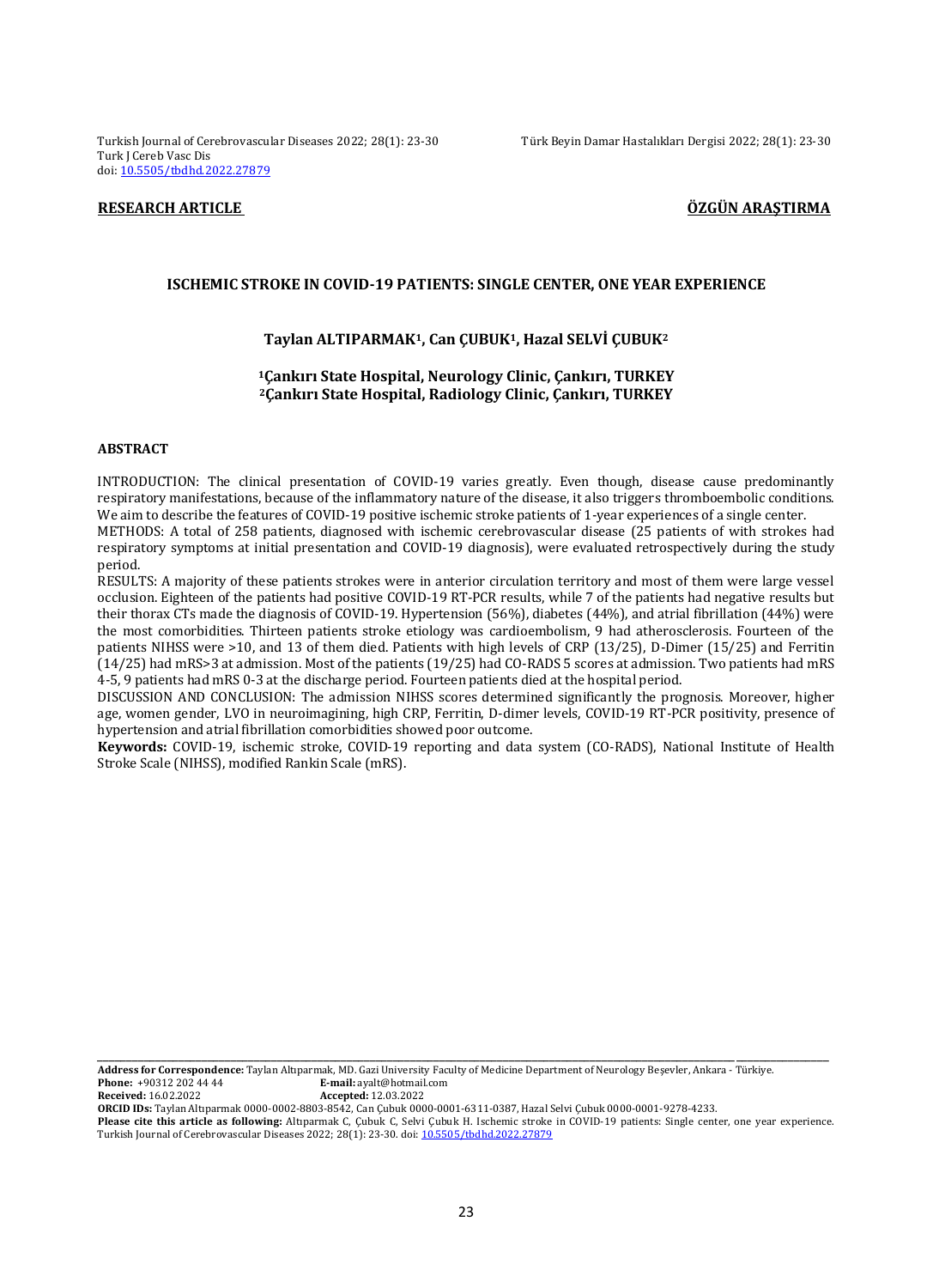**RESEARCH ARTICLE** **ÖZGÜN ARAŞTIRMA**

# ISCHEMIC STROKE IN COVID-19 PATIENTS: SINGLE CENTER, ONE YEAR EXPERIENCE

**Taylan ALTIPARMAK[1], Can ÇUBUK[1], Hazal SELVİ ÇUBUK[2]**

**[1]Çankırı State Hospital, Neurology Clinic, Çankırı, TURKEY**
**[2]Çankırı State Hospital, Radiology Clinic, Çankırı, TURKEY**

## ABSTRACT

INTRODUCTION: The clinical presentation of COVID-19 varies greatly. Even though, disease cause predominantly respiratory manifestations, because of the inflammatory nature of the disease, it also triggers thromboembolic conditions. We aim to describe the features of COVID-19 positive ischemic stroke patients of 1-year experiences of a single center.

METHODS: A total of 258 patients, diagnosed with ischemic cerebrovascular disease (25 patients of with strokes had respiratory symptoms at initial presentation and COVID-19 diagnosis), were evaluated retrospectively during the study period.

RESULTS: A majority of these patients strokes were in anterior circulation territory and most of them were large vessel occlusion. Eighteen of the patients had positive COVID-19 RT-PCR results, while 7 of the patients had negative results but their thorax CTs made the diagnosis of COVID-19. Hypertension (56%), diabetes (44%), and atrial fibrillation (44%) were the most comorbidities. Thirteen patients stroke etiology was cardioembolism, 9 had atherosclerosis. Fourteen of the patients NIHSS were >10, and 13 of them died. Patients with high levels of CRP (13/25), D-Dimer (15/25) and Ferritin (14/25) had mRS>3 at admission. Most of the patients (19/25) had CO-RADS 5 scores at admission. Two patients had mRS 4-5, 9 patients had mRS 0-3 at the discharge period. Fourteen patients died at the hospital period.

DISCUSSION AND CONCLUSION: The admission NIHSS scores determined significantly the prognosis. Moreover, higher age, women gender, LVO in neuroimagining, high CRP, Ferritin, D-dimer levels, COVID-19 RT-PCR positivity, presence of hypertension and atrial fibrillation comorbidities showed poor outcome.

**Keywords:** COVID-19, ischemic stroke, COVID-19 reporting and data system (CO-RADS), National Institute of Health Stroke Scale (NIHSS), modified Rankin Scale (mRS).

---

**Address for Correspondence:** Taylan Altıparmak, MD. Gazi University Faculty of Medicine Department of Neurology Beşevler, Ankara - Türkiye.
**Phone:** +90312 202 44 44 **E-mail:** ayalt@hotmail.com
**Received:** 16.02.2022 **Accepted:** 12.03.2022
**ORCID IDs:** Taylan Altıparmak 0000-0002-8803-8542, Can Çubuk 0000-0001-6311-0387, Hazal Selvi Çubuk 0000-0001-9278-4233.
**Please cite this article as following:** Altıparmak C, Çubuk C, Selvi Çubuk H. Ischemic stroke in COVID-19 patients: Single center, one year experience. Turkish Journal of Cerebrovascular Diseases 2022; 28(1): 23-30. doi: 10.5505/tbdhd.2022.27879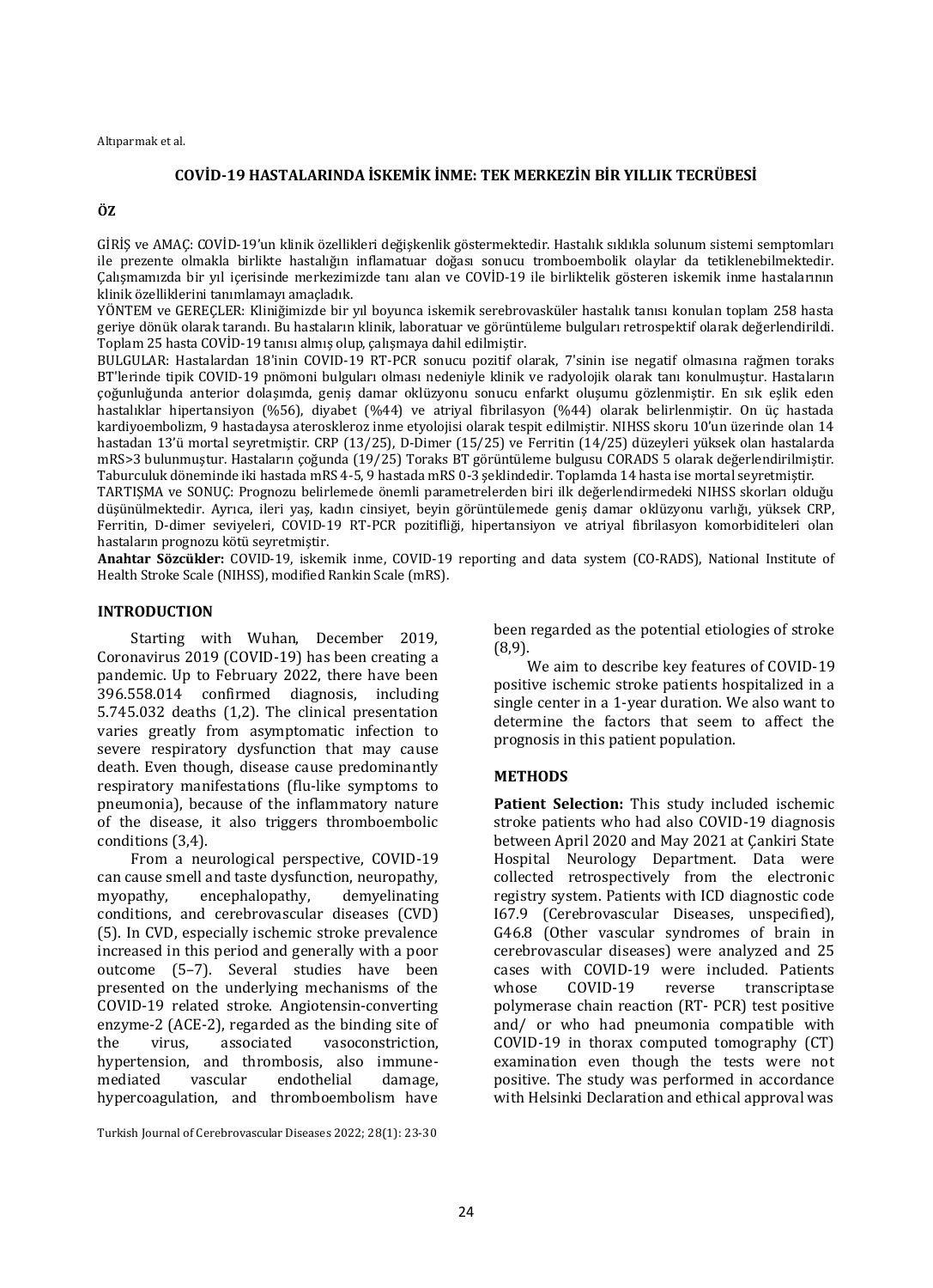## COVİD-19 HASTALARINDA İSKEMİK İNME: TEK MERKEZİN BİR YILLIK TECRÜBESİ

### ÖZ

GİRİŞ ve AMAÇ: COVİD-19'un klinik özellikleri değişkenlik göstermektedir. Hastalık sıklıkla solunum sistemi semptomları ile prezente olmakla birlikte hastalığın inflamatuar doğası sonucu tromboembolik olaylar da tetiklenebilmektedir. Çalışmamızda bir yıl içerisinde merkezimizde tanı alan ve COVİD-19 ile birliktelik gösteren iskemik inme hastalarının klinik özelliklerini tanımlamayı amaçladık.

YÖNTEM ve GEREÇLER: Kliniğimizde bir yıl boyunca iskemik serebrovasküler hastalık tanısı konulan toplam 258 hasta geriye dönük olarak tarandı. Bu hastaların klinik, laboratuar ve görüntüleme bulguları retrospektif olarak değerlendirildi. Toplam 25 hasta COVİD-19 tanısı almış olup, çalışmaya dahil edilmiştir.

BULGULAR: Hastalardan 18'inin COVID-19 RT-PCR sonucu pozitif olarak, 7'sinin ise negatif olmasına rağmen toraks BT'lerinde tipik COVID-19 pnömoni bulguları olması nedeniyle klinik ve radyolojik olarak tanı konulmuştur. Hastaların çoğunluğunda anterior dolaşımda, geniş damar oklüzyonu sonucu enfarkt oluşumu gözlenmiştir. En sık eşlik eden hastalıklar hipertansiyon (%56), diyabet (%44) ve atriyal fibrilasyon (%44) olarak belirlenmiştir. On üç hastada kardiyoembolizm, 9 hastadaysa ateroskleroz inme etyolojisi olarak tespit edilmiştir. NIHSS skoru 10'un üzerinde olan 14 hastadan 13'ü mortal seyretmiştir. CRP (13/25), D-Dimer (15/25) ve Ferritin (14/25) düzeyleri yüksek olan hastalarda mRS>3 bulunmuştur. Hastaların çoğunda (19/25) Toraks BT görüntüleme bulgusu CORADS 5 olarak değerlendirilmiştir. Taburculuk döneminde iki hastada mRS 4-5, 9 hastada mRS 0-3 şeklindedir. Toplamda 14 hasta ise mortal seyretmiştir.

TARTIŞMA ve SONUÇ: Prognozu belirlemede önemli parametrelerden biri ilk değerlendirmedeki NIHSS skorları olduğu düşünülmektedir. Ayrıca, ileri yaş, kadın cinsiyet, beyin görüntülemede geniş damar oklüzyonu varlığı, yüksek CRP, Ferritin, D-dimer seviyeleri, COVID-19 RT-PCR pozitifliği, hipertansiyon ve atriyal fibrilasyon komorbiditeleri olan hastaların prognozu kötü seyretmiştir.

**Anahtar Sözcükler:** COVID-19, iskemik inme, COVID-19 reporting and data system (CO-RADS), National Institute of Health Stroke Scale (NIHSS), modified Rankin Scale (mRS).

## INTRODUCTION

Starting with Wuhan, December 2019, Coronavirus 2019 (COVID-19) has been creating a pandemic. Up to February 2022, there have been 396.558.014 confirmed diagnosis, including 5.745.032 deaths (1,2). The clinical presentation varies greatly from asymptomatic infection to severe respiratory dysfunction that may cause death. Even though, disease cause predominantly respiratory manifestations (flu-like symptoms to pneumonia), because of the inflammatory nature of the disease, it also triggers thromboembolic conditions (3,4).

From a neurological perspective, COVID-19 can cause smell and taste dysfunction, neuropathy, myopathy, encephalopathy, demyelinating conditions, and cerebrovascular diseases (CVD) (5). In CVD, especially ischemic stroke prevalence increased in this period and generally with a poor outcome (5–7). Several studies have been presented on the underlying mechanisms of the COVID-19 related stroke. Angiotensin-converting enzyme-2 (ACE-2), regarded as the binding site of the virus, associated vasoconstriction, hypertension, and thrombosis, also immune-mediated vascular endothelial damage, hypercoagulation, and thromboembolism have been regarded as the potential etiologies of stroke (8,9).

We aim to describe key features of COVID-19 positive ischemic stroke patients hospitalized in a single center in a 1-year duration. We also want to determine the factors that seem to affect the prognosis in this patient population.

## METHODS

**Patient Selection:** This study included ischemic stroke patients who had also COVID-19 diagnosis between April 2020 and May 2021 at Çankiri State Hospital Neurology Department. Data were collected retrospectively from the electronic registry system. Patients with ICD diagnostic code I67.9 (Cerebrovascular Diseases, unspecified), G46.8 (Other vascular syndromes of brain in cerebrovascular diseases) were analyzed and 25 cases with COVID-19 were included. Patients whose COVID-19 reverse transcriptase polymerase chain reaction (RT- PCR) test positive and/ or who had pneumonia compatible with COVID-19 in thorax computed tomography (CT) examination even though the tests were not positive. The study was performed in accordance with Helsinki Declaration and ethical approval was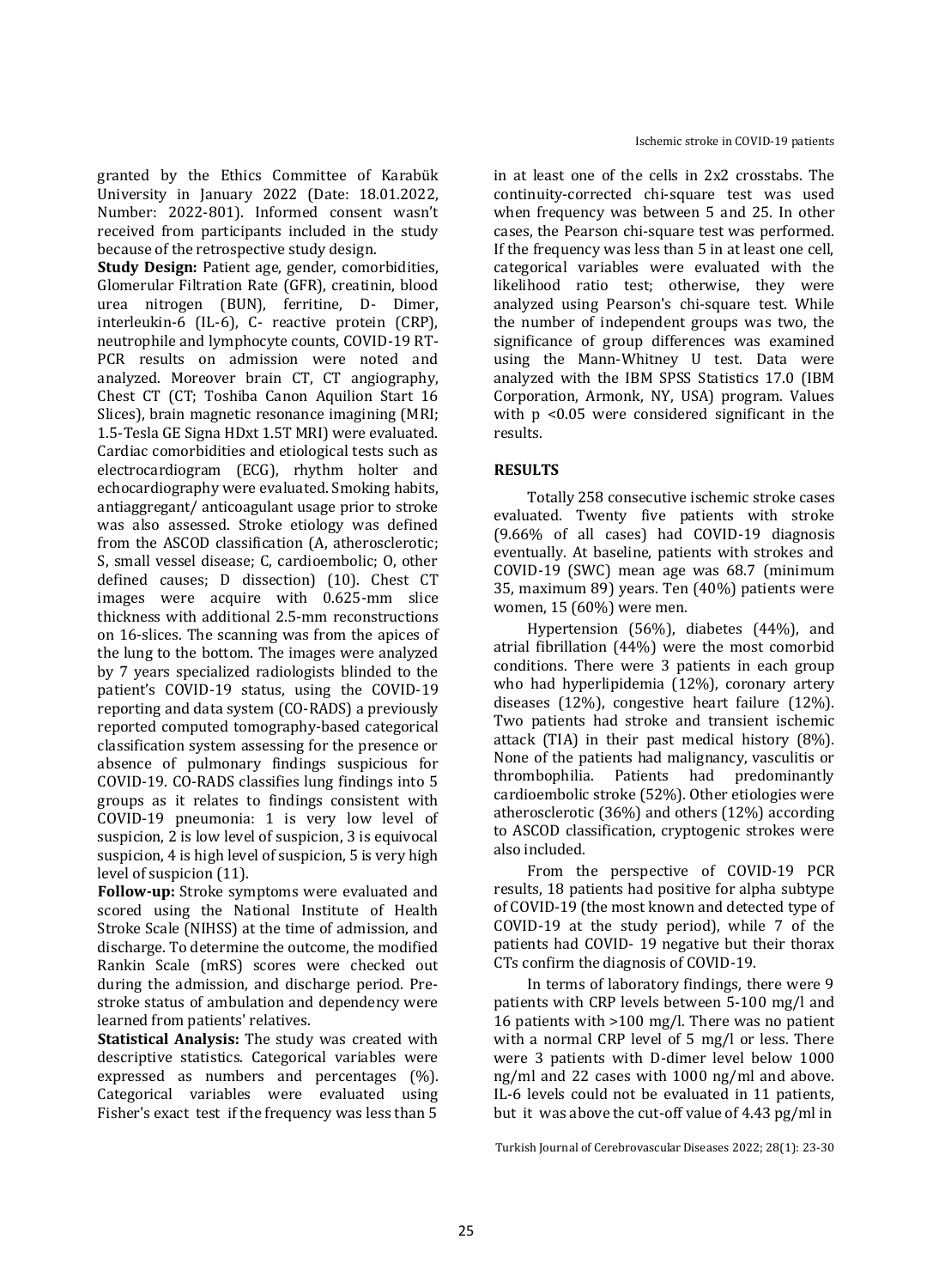granted by the Ethics Committee of Karabük University in January 2022 (Date: 18.01.2022, Number: 2022-801). Informed consent wasn't received from participants included in the study because of the retrospective study design.

**Study Design:** Patient age, gender, comorbidities, Glomerular Filtration Rate (GFR), creatinin, blood urea nitrogen (BUN), ferritine, D- Dimer, interleukin-6 (IL-6), C- reactive protein (CRP), neutrophile and lymphocyte counts, COVID-19 RT-PCR results on admission were noted and analyzed. Moreover brain CT, CT angiography, Chest CT (CT; Toshiba Canon Aquilion Start 16 Slices), brain magnetic resonance imagining (MRI; 1.5-Tesla GE Signa HDxt 1.5T MRI) were evaluated. Cardiac comorbidities and etiological tests such as electrocardiogram (ECG), rhythm holter and echocardiography were evaluated. Smoking habits, antiaggregant/ anticoagulant usage prior to stroke was also assessed. Stroke etiology was defined from the ASCOD classification (A, atherosclerotic; S, small vessel disease; C, cardioembolic; O, other defined causes; D dissection) (10). Chest CT images were acquire with 0.625-mm slice thickness with additional 2.5-mm reconstructions on 16-slices. The scanning was from the apices of the lung to the bottom. The images were analyzed by 7 years specialized radiologists blinded to the patient's COVID-19 status, using the COVID-19 reporting and data system (CO-RADS) a previously reported computed tomography-based categorical classification system assessing for the presence or absence of pulmonary findings suspicious for COVID-19. CO-RADS classifies lung findings into 5 groups as it relates to findings consistent with COVID-19 pneumonia: 1 is very low level of suspicion, 2 is low level of suspicion, 3 is equivocal suspicion, 4 is high level of suspicion, 5 is very high level of suspicion (11).

**Follow-up:** Stroke symptoms were evaluated and scored using the National Institute of Health Stroke Scale (NIHSS) at the time of admission, and discharge. To determine the outcome, the modified Rankin Scale (mRS) scores were checked out during the admission, and discharge period. Pre-stroke status of ambulation and dependency were learned from patients' relatives.

**Statistical Analysis:** The study was created with descriptive statistics. Categorical variables were expressed as numbers and percentages (%). Categorical variables were evaluated using Fisher's exact test if the frequency was less than 5 in at least one of the cells in 2x2 crosstabs. The continuity-corrected chi-square test was used when frequency was between 5 and 25. In other cases, the Pearson chi-square test was performed. If the frequency was less than 5 in at least one cell, categorical variables were evaluated with the likelihood ratio test; otherwise, they were analyzed using Pearson's chi-square test. While the number of independent groups was two, the significance of group differences was examined using the Mann-Whitney U test. Data were analyzed with the IBM SPSS Statistics 17.0 (IBM Corporation, Armonk, NY, USA) program. Values with $p < 0.05$ were considered significant in the results.

## RESULTS

Totally 258 consecutive ischemic stroke cases evaluated. Twenty five patients with stroke (9.66% of all cases) had COVID-19 diagnosis eventually. At baseline, patients with strokes and COVID-19 (SWC) mean age was 68.7 (minimum 35, maximum 89) years. Ten (40%) patients were women, 15 (60%) were men.

Hypertension (56%), diabetes (44%), and atrial fibrillation (44%) were the most comorbid conditions. There were 3 patients in each group who had hyperlipidemia (12%), coronary artery diseases (12%), congestive heart failure (12%). Two patients had stroke and transient ischemic attack (TIA) in their past medical history (8%). None of the patients had malignancy, vasculitis or thrombophilia. Patients had predominantly cardioembolic stroke (52%). Other etiologies were atherosclerotic (36%) and others (12%) according to ASCOD classification, cryptogenic strokes were also included.

From the perspective of COVID-19 PCR results, 18 patients had positive for alpha subtype of COVID-19 (the most known and detected type of COVID-19 at the study period), while 7 of the patients had COVID- 19 negative but their thorax CTs confirm the diagnosis of COVID-19.

In terms of laboratory findings, there were 9 patients with CRP levels between 5-100 mg/l and 16 patients with >100 mg/l. There was no patient with a normal CRP level of 5 mg/l or less. There were 3 patients with D-dimer level below 1000 ng/ml and 22 cases with 1000 ng/ml and above. IL-6 levels could not be evaluated in 11 patients, but it was above the cut-off value of 4.43 pg/ml in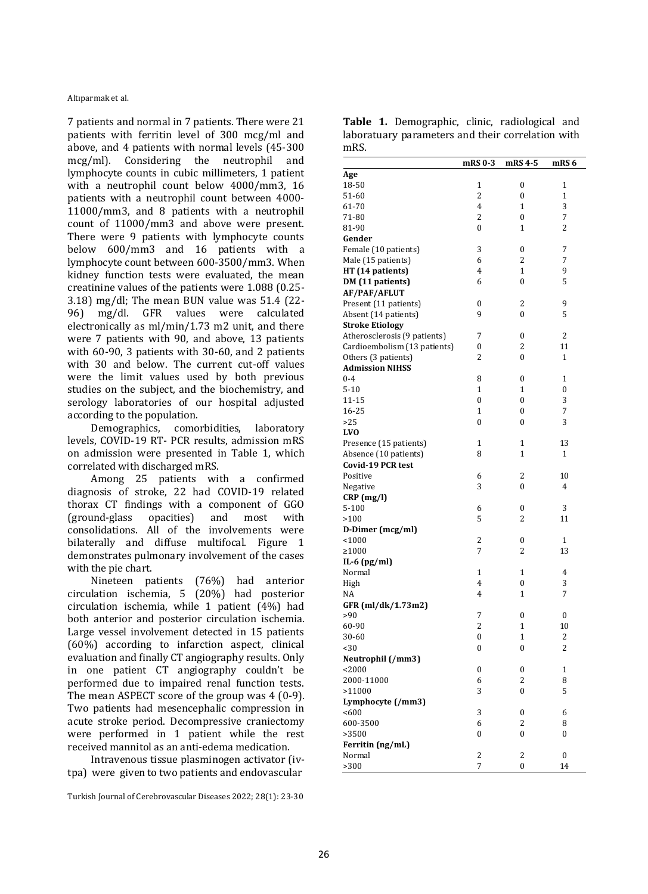7 patients and normal in 7 patients. There were 21 patients with ferritin level of 300 mcg/ml and above, and 4 patients with normal levels (45-300 mcg/ml). Considering the neutrophil and lymphocyte counts in cubic millimeters, 1 patient with a neutrophil count below 4000/mm3, 16 patients with a neutrophil count between 4000-11000/mm3, and 8 patients with a neutrophil count of 11000/mm3 and above were present. There were 9 patients with lymphocyte counts below 600/mm3 and 16 patients with a lymphocyte count between 600-3500/mm3. When kidney function tests were evaluated, the mean creatinine values of the patients were 1.088 (0.25-3.18) mg/dl; The mean BUN value was 51.4 (22-96) mg/dl. GFR values were calculated electronically as ml/min/1.73 m2 unit, and there were 7 patients with 90, and above, 13 patients with 60-90, 3 patients with 30-60, and 2 patients with 30 and below. The current cut-off values were the limit values used by both previous studies on the subject, and the biochemistry, and serology laboratories of our hospital adjusted according to the population.

Demographics, comorbidities, laboratory levels, COVID-19 RT- PCR results, admission mRS on admission were presented in Table 1, which correlated with discharged mRS.

Among 25 patients with a confirmed diagnosis of stroke, 22 had COVID-19 related thorax CT findings with a component of GGO (ground-glass opacities) and most with consolidations. All of the involvements were bilaterally and diffuse multifocal. Figure 1 demonstrates pulmonary involvement of the cases with the pie chart.

Nineteen patients (76%) had anterior circulation ischemia, 5 (20%) had posterior circulation ischemia, while 1 patient (4%) had both anterior and posterior circulation ischemia. Large vessel involvement detected in 15 patients (60%) according to infarction aspect, clinical evaluation and finally CT angiography results. Only in one patient CT angiography couldn't be performed due to impaired renal function tests. The mean ASPECT score of the group was 4 (0-9). Two patients had mesencephalic compression in acute stroke period. Decompressive craniectomy were performed in 1 patient while the rest received mannitol as an anti-edema medication.

Intravenous tissue plasminogen activator (iv-tpa) were given to two patients and endovascular

**Table 1.** Demographic, clinic, radiological and laboratuary parameters and their correlation with mRS.

| | mRS 0-3 | mRS 4-5 | mRS 6 |
|---|---|---|---|
| **Age** | | | |
| 18-50 | 1 | 0 | 1 |
| 51-60 | 2 | 0 | 1 |
| 61-70 | 4 | 1 | 3 |
| 71-80 | 2 | 0 | 7 |
| 81-90 | 0 | 1 | 2 |
| **Gender** | | | |
| Female (10 patients) | 3 | 0 | 7 |
| Male (15 patients) | 6 | 2 | 7 |
| **HT (14 patients)** | 4 | 1 | 9 |
| **DM (11 patients)** | 6 | 0 | 5 |
| **AF/PAF/AFLUT** | | | |
| Present (11 patients) | 0 | 2 | 9 |
| Absent (14 patients) | 9 | 0 | 5 |
| **Stroke Etiology** | | | |
| Atherosclerosis (9 patients) | 7 | 0 | 2 |
| Cardioembolism (13 patients) | 0 | 2 | 11 |
| Others (3 patients) | 2 | 0 | 1 |
| **Admission NIHSS** | | | |
| 0-4 | 8 | 0 | 1 |
| 5-10 | 1 | 1 | 0 |
| 11-15 | 0 | 0 | 3 |
| 16-25 | 1 | 0 | 7 |
| >25 | 0 | 0 | 3 |
| **LVO** | | | |
| Presence (15 patients) | 1 | 1 | 13 |
| Absence (10 patients) | 8 | 1 | 1 |
| **Covid-19 PCR test** | | | |
| Positive | 6 | 2 | 10 |
| Negative | 3 | 0 | 4 |
| **CRP (mg/l)** | | | |
| 5-100 | 6 | 0 | 3 |
| >100 | 5 | 2 | 11 |
| **D-Dimer (mcg/ml)** | | | |
| <1000 | 2 | 0 | 1 |
| ≥1000 | 7 | 2 | 13 |
| **IL-6 (pg/ml)** | | | |
| Normal | 1 | 1 | 4 |
| High | 4 | 0 | 3 |
| NA | 4 | 1 | 7 |
| **GFR (ml/dk/1.73m2)** | | | |
| >90 | 7 | 0 | 0 |
| 60-90 | 2 | 1 | 10 |
| 30-60 | 0 | 1 | 2 |
| <30 | 0 | 0 | 2 |
| **Neutrophil (/mm3)** | | | |
| <2000 | 0 | 0 | 1 |
| 2000-11000 | 6 | 2 | 8 |
| >11000 | 3 | 0 | 5 |
| **Lymphocyte (/mm3)** | | | |
| <600 | 3 | 0 | 6 |
| 600-3500 | 6 | 2 | 8 |
| >3500 | 0 | 0 | 0 |
| **Ferritin (ng/mL)** | | | |
| Normal | 2 | 2 | 0 |
| >300 | 7 | 0 | 14 |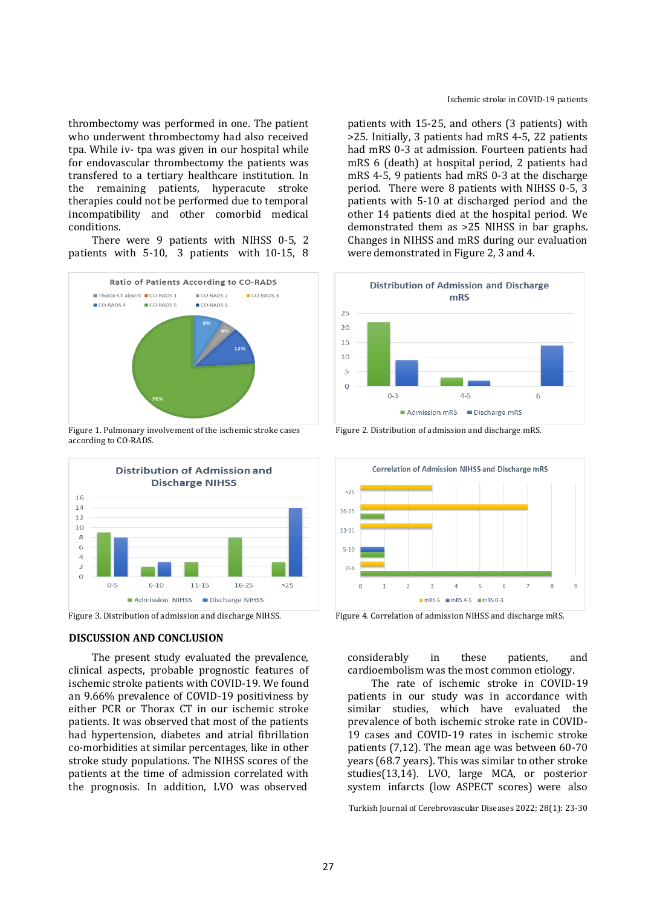thrombectomy was performed in one. The patient who underwent thrombectomy had also received tpa. While iv- tpa was given in our hospital while for endovascular thrombectomy the patients was transfered to a tertiary healthcare institution. In the remaining patients, hyperacute stroke therapies could not be performed due to temporal incompatibility and other comorbid medical conditions.

There were 9 patients with NIHSS 0-5, 2 patients with 5-10, 3 patients with 10-15, 8 patients with 15-25, and others (3 patients) with >25. Initially, 3 patients had mRS 4-5, 22 patients had mRS 0-3 at admission. Fourteen patients had mRS 6 (death) at hospital period, 2 patients had mRS 4-5, 9 patients had mRS 0-3 at the discharge period. There were 8 patients with NIHSS 0-5, 3 patients with 5-10 at discharged period and the other 14 patients died at the hospital period. We demonstrated them as >25 NIHSS in bar graphs. Changes in NIHSS and mRS during our evaluation were demonstrated in Figure 2, 3 and 4.

Figure 1. Pulmonary involvement of the ischemic stroke cases according to CO-RADS.

Figure 2. Distribution of admission and discharge mRS.

Figure 3. Distribution of admission and discharge NIHSS.

Figure 4. Correlation of admission NIHSS and discharge mRS.

## DISCUSSION AND CONCLUSION

The present study evaluated the prevalence, clinical aspects, probable prognostic features of ischemic stroke patients with COVID-19. We found an 9.66% prevalence of COVID-19 positiviness by either PCR or Thorax CT in our ischemic stroke patients. It was observed that most of the patients had hypertension, diabetes and atrial fibrillation co-morbidities at similar percentages, like in other stroke study populations. The NIHSS scores of the patients at the time of admission correlated with the prognosis. In addition, LVO was observed considerably in these patients, and cardioembolism was the most common etiology.

The rate of ischemic stroke in COVID-19 patients in our study was in accordance with similar studies, which have evaluated the prevalence of both ischemic stroke rate in COVID-19 cases and COVID-19 rates in ischemic stroke patients (7,12). The mean age was between 60-70 years (68.7 years). This was similar to other stroke studies(13,14). LVO, large MCA, or posterior system infarcts (low ASPECT scores) were also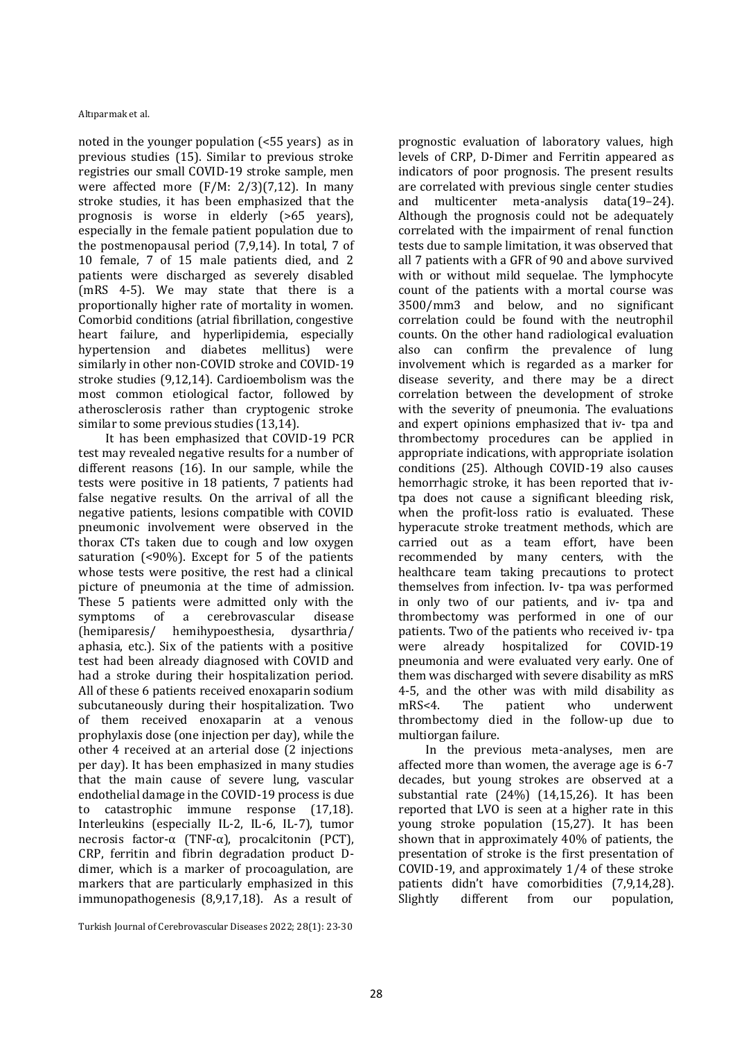noted in the younger population (<55 years) as in previous studies (15). Similar to previous stroke registries our small COVID-19 stroke sample, men were affected more (F/M: 2/3)(7,12). In many stroke studies, it has been emphasized that the prognosis is worse in elderly (>65 years), especially in the female patient population due to the postmenopausal period (7,9,14). In total, 7 of 10 female, 7 of 15 male patients died, and 2 patients were discharged as severely disabled (mRS 4-5). We may state that there is a proportionally higher rate of mortality in women. Comorbid conditions (atrial fibrillation, congestive heart failure, and hyperlipidemia, especially hypertension and diabetes mellitus) were similarly in other non-COVID stroke and COVID-19 stroke studies (9,12,14). Cardioembolism was the most common etiological factor, followed by atherosclerosis rather than cryptogenic stroke similar to some previous studies (13,14).

It has been emphasized that COVID-19 PCR test may revealed negative results for a number of different reasons (16). In our sample, while the tests were positive in 18 patients, 7 patients had false negative results. On the arrival of all the negative patients, lesions compatible with COVID pneumonic involvement were observed in the thorax CTs taken due to cough and low oxygen saturation (<90%). Except for 5 of the patients whose tests were positive, the rest had a clinical picture of pneumonia at the time of admission. These 5 patients were admitted only with the symptoms of a cerebrovascular disease (hemiparesis/ hemihypoesthesia, dysarthria/ aphasia, etc.). Six of the patients with a positive test had been already diagnosed with COVID and had a stroke during their hospitalization period. All of these 6 patients received enoxaparin sodium subcutaneously during their hospitalization. Two of them received enoxaparin at a venous prophylaxis dose (one injection per day), while the other 4 received at an arterial dose (2 injections per day). It has been emphasized in many studies that the main cause of severe lung, vascular endothelial damage in the COVID-19 process is due to catastrophic immune response (17,18). Interleukins (especially IL-2, IL-6, IL-7), tumor necrosis factor-α (TNF-α), procalcitonin (PCT), CRP, ferritin and fibrin degradation product D-dimer, which is a marker of procoagulation, are markers that are particularly emphasized in this immunopathogenesis (8,9,17,18). As a result of prognostic evaluation of laboratory values, high levels of CRP, D-Dimer and Ferritin appeared as indicators of poor prognosis. The present results are correlated with previous single center studies and multicenter meta-analysis data(19–24). Although the prognosis could not be adequately correlated with the impairment of renal function tests due to sample limitation, it was observed that all 7 patients with a GFR of 90 and above survived with or without mild sequelae. The lymphocyte count of the patients with a mortal course was 3500/mm3 and below, and no significant correlation could be found with the neutrophil counts. On the other hand radiological evaluation also can confirm the prevalence of lung involvement which is regarded as a marker for disease severity, and there may be a direct correlation between the development of stroke with the severity of pneumonia. The evaluations and expert opinions emphasized that iv- tpa and thrombectomy procedures can be applied in appropriate indications, with appropriate isolation conditions (25). Although COVID-19 also causes hemorrhagic stroke, it has been reported that iv-tpa does not cause a significant bleeding risk, when the profit-loss ratio is evaluated. These hyperacute stroke treatment methods, which are carried out as a team effort, have been recommended by many centers, with the healthcare team taking precautions to protect themselves from infection. Iv- tpa was performed in only two of our patients, and iv- tpa and thrombectomy was performed in one of our patients. Two of the patients who received iv- tpa were already hospitalized for COVID-19 pneumonia and were evaluated very early. One of them was discharged with severe disability as mRS 4-5, and the other was with mild disability as mRS<4. The patient who underwent thrombectomy died in the follow-up due to multiorgan failure.

In the previous meta-analyses, men are affected more than women, the average age is 6-7 decades, but young strokes are observed at a substantial rate (24%) (14,15,26). It has been reported that LVO is seen at a higher rate in this young stroke population (15,27). It has been shown that in approximately 40% of patients, the presentation of stroke is the first presentation of COVID-19, and approximately 1/4 of these stroke patients didn't have comorbidities (7,9,14,28). Slightly different from our population,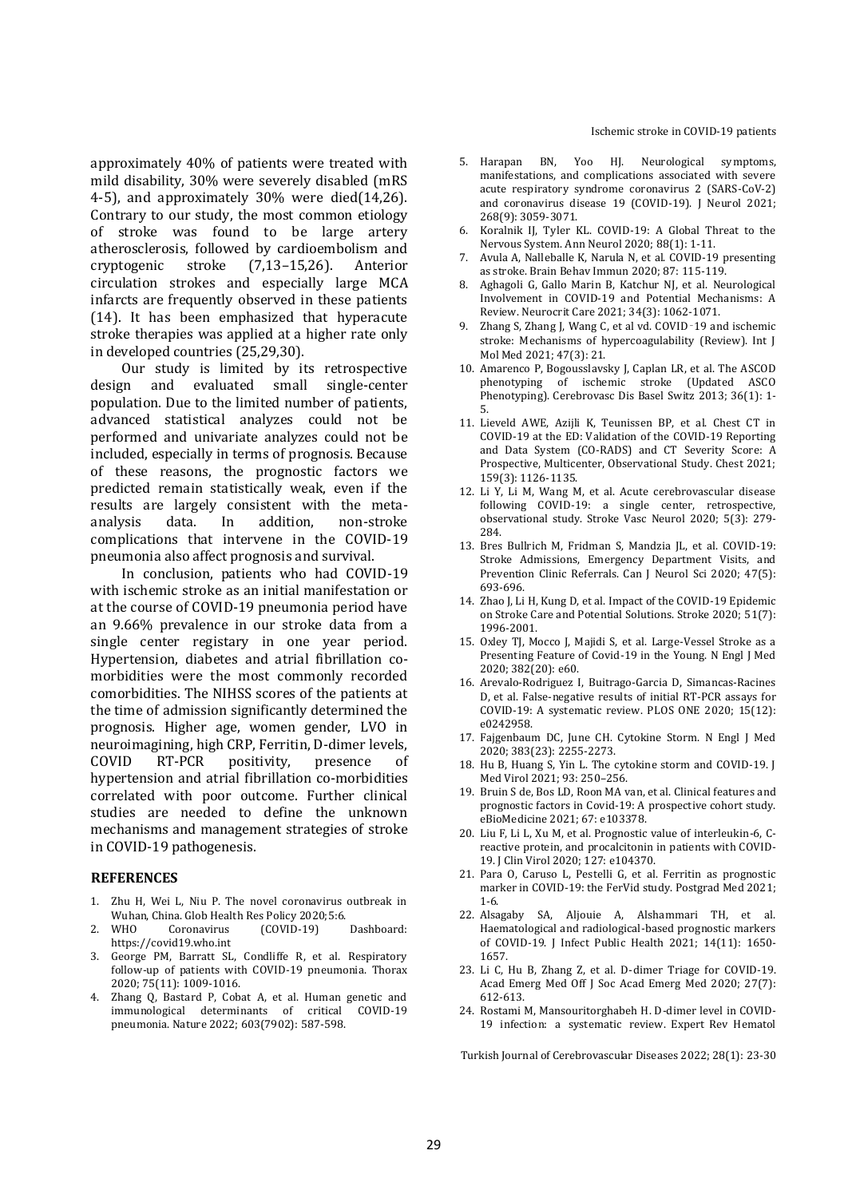approximately 40% of patients were treated with mild disability, 30% were severely disabled (mRS 4-5), and approximately 30% were died(14,26). Contrary to our study, the most common etiology of stroke was found to be large artery atherosclerosis, followed by cardioembolism and cryptogenic stroke (7,13–15,26). Anterior circulation strokes and especially large MCA infarcts are frequently observed in these patients (14). It has been emphasized that hyperacute stroke therapies was applied at a higher rate only in developed countries (25,29,30).

Our study is limited by its retrospective design and evaluated small single-center population. Due to the limited number of patients, advanced statistical analyzes could not be performed and univariate analyzes could not be included, especially in terms of prognosis. Because of these reasons, the prognostic factors we predicted remain statistically weak, even if the results are largely consistent with the meta-analysis data. In addition, non-stroke complications that intervene in the COVID-19 pneumonia also affect prognosis and survival.

In conclusion, patients who had COVID-19 with ischemic stroke as an initial manifestation or at the course of COVID-19 pneumonia period have an 9.66% prevalence in our stroke data from a single center registary in one year period. Hypertension, diabetes and atrial fibrillation co-morbidities were the most commonly recorded comorbidities. The NIHSS scores of the patients at the time of admission significantly determined the prognosis. Higher age, women gender, LVO in neuroimagining, high CRP, Ferritin, D-dimer levels, COVID RT-PCR positivity, presence of hypertension and atrial fibrillation co-morbidities correlated with poor outcome. Further clinical studies are needed to define the unknown mechanisms and management strategies of stroke in COVID-19 pathogenesis.

## REFERENCES

1. Zhu H, Wei L, Niu P. The novel coronavirus outbreak in Wuhan, China. Glob Health Res Policy 2020;5:6.
2. WHO Coronavirus (COVID-19) Dashboard: https://covid19.who.int
3. George PM, Barratt SL, Condliffe R, et al. Respiratory follow-up of patients with COVID-19 pneumonia. Thorax 2020; 75(11): 1009-1016.
4. Zhang Q, Bastard P, Cobat A, et al. Human genetic and immunological determinants of critical COVID-19 pneumonia. Nature 2022; 603(7902): 587-598.
5. Harapan BN, Yoo HJ. Neurological symptoms, manifestations, and complications associated with severe acute respiratory syndrome coronavirus 2 (SARS-CoV-2) and coronavirus disease 19 (COVID-19). J Neurol 2021; 268(9): 3059-3071.
6. Koralnik IJ, Tyler KL. COVID-19: A Global Threat to the Nervous System. Ann Neurol 2020; 88(1): 1-11.
7. Avula A, Nalleballe K, Narula N, et al. COVID-19 presenting as stroke. Brain Behav Immun 2020; 87: 115-119.
8. Aghagoli G, Gallo Marin B, Katchur NJ, et al. Neurological Involvement in COVID-19 and Potential Mechanisms: A Review. Neurocrit Care 2021; 34(3): 1062-1071.
9. Zhang S, Zhang J, Wang C, et al vd. COVID-19 and ischemic stroke: Mechanisms of hypercoagulability (Review). Int J Mol Med 2021; 47(3): 21.
10. Amarenco P, Bogousslavsky J, Caplan LR, et al. The ASCOD phenotyping of ischemic stroke (Updated ASCO Phenotyping). Cerebrovasc Dis Basel Switz 2013; 36(1): 1-5.
11. Lieveld AWE, Azijli K, Teunissen BP, et al. Chest CT in COVID-19 at the ED: Validation of the COVID-19 Reporting and Data System (CO-RADS) and CT Severity Score: A Prospective, Multicenter, Observational Study. Chest 2021; 159(3): 1126-1135.
12. Li Y, Li M, Wang M, et al. Acute cerebrovascular disease following COVID-19: a single center, retrospective, observational study. Stroke Vasc Neurol 2020; 5(3): 279-284.
13. Bres Bullrich M, Fridman S, Mandzia JL, et al. COVID-19: Stroke Admissions, Emergency Department Visits, and Prevention Clinic Referrals. Can J Neurol Sci 2020; 47(5): 693-696.
14. Zhao J, Li H, Kung D, et al. Impact of the COVID-19 Epidemic on Stroke Care and Potential Solutions. Stroke 2020; 51(7): 1996-2001.
15. Oxley TJ, Mocco J, Majidi S, et al. Large-Vessel Stroke as a Presenting Feature of Covid-19 in the Young. N Engl J Med 2020; 382(20): e60.
16. Arevalo-Rodriguez I, Buitrago-Garcia D, Simancas-Racines D, et al. False-negative results of initial RT-PCR assays for COVID-19: A systematic review. PLOS ONE 2020; 15(12): e0242958.
17. Fajgenbaum DC, June CH. Cytokine Storm. N Engl J Med 2020; 383(23): 2255-2273.
18. Hu B, Huang S, Yin L. The cytokine storm and COVID-19. J Med Virol 2021; 93: 250–256.
19. Bruin S de, Bos LD, Roon MA van, et al. Clinical features and prognostic factors in Covid-19: A prospective cohort study. eBioMedicine 2021; 67: e103378.
20. Liu F, Li L, Xu M, et al. Prognostic value of interleukin-6, C-reactive protein, and procalcitonin in patients with COVID-19. J Clin Virol 2020; 127: e104370.
21. Para O, Caruso L, Pestelli G, et al. Ferritin as prognostic marker in COVID-19: the FerVid study. Postgrad Med 2021; 1-6.
22. Alsagaby SA, Aljouie A, Alshammari TH, et al. Haematological and radiological-based prognostic markers of COVID-19. J Infect Public Health 2021; 14(11): 1650-1657.
23. Li C, Hu B, Zhang Z, et al. D-dimer Triage for COVID-19. Acad Emerg Med Off J Soc Acad Emerg Med 2020; 27(7): 612-613.
24. Rostami M, Mansouritorghabeh H. D-dimer level in COVID-19 infection: a systematic review. Expert Rev Hematol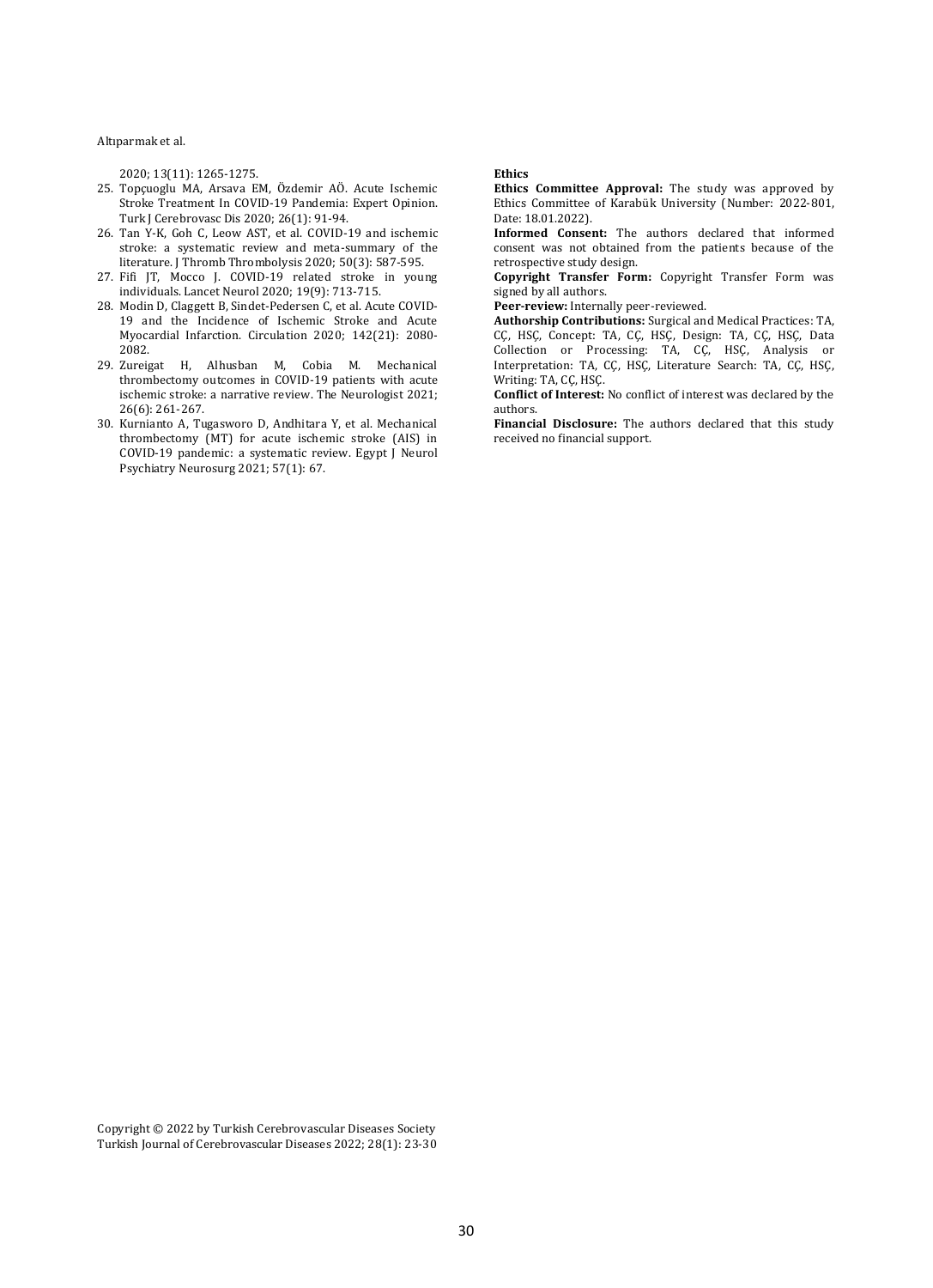2020; 13(11): 1265-1275.

25. Topçuoglu MA, Arsava EM, Özdemir AÖ. Acute Ischemic Stroke Treatment In COVID-19 Pandemia: Expert Opinion. Turk J Cerebrovasc Dis 2020; 26(1): 91-94.
26. Tan Y-K, Goh C, Leow AST, et al. COVID-19 and ischemic stroke: a systematic review and meta-summary of the literature. J Thromb Thrombolysis 2020; 50(3): 587-595.
27. Fifi JT, Mocco J. COVID-19 related stroke in young individuals. Lancet Neurol 2020; 19(9): 713-715.
28. Modin D, Claggett B, Sindet-Pedersen C, et al. Acute COVID-19 and the Incidence of Ischemic Stroke and Acute Myocardial Infarction. Circulation 2020; 142(21): 2080-2082.
29. Zureigat H, Alhusban M, Cobia M. Mechanical thrombectomy outcomes in COVID-19 patients with acute ischemic stroke: a narrative review. The Neurologist 2021; 26(6): 261-267.
30. Kurnianto A, Tugasworo D, Andhitara Y, et al. Mechanical thrombectomy (MT) for acute ischemic stroke (AIS) in COVID-19 pandemic: a systematic review. Egypt J Neurol Psychiatry Neurosurg 2021; 57(1): 67.

**Ethics**

**Ethics Committee Approval:** The study was approved by Ethics Committee of Karabük University (Number: 2022-801, Date: 18.01.2022).

**Informed Consent:** The authors declared that informed consent was not obtained from the patients because of the retrospective study design.

**Copyright Transfer Form:** Copyright Transfer Form was signed by all authors.

**Peer-review:** Internally peer-reviewed.

**Authorship Contributions:** Surgical and Medical Practices: TA, CÇ, HSÇ, Concept: TA, CÇ, HSÇ, Design: TA, CÇ, HSÇ, Data Collection or Processing: TA, CÇ, HSÇ, Analysis or Interpretation: TA, CÇ, HSÇ, Literature Search: TA, CÇ, HSÇ, Writing: TA, CÇ, HSÇ.

**Conflict of Interest:** No conflict of interest was declared by the authors.

**Financial Disclosure:** The authors declared that this study received no financial support.

Copyright © 2022 by Turkish Cerebrovascular Diseases Society